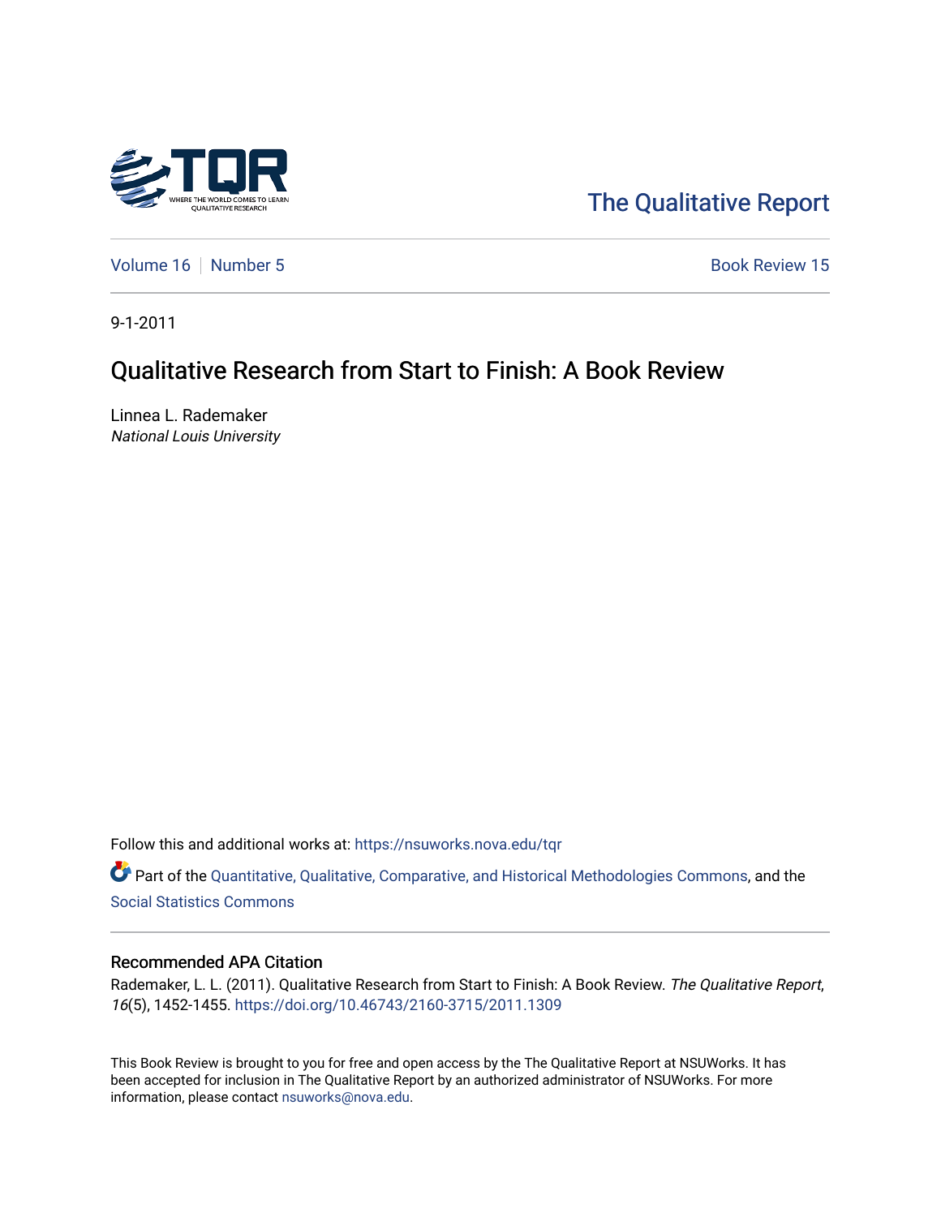The Qualitative Report

Volume 16 | Number 5 | Book Review 15

9-1-2011

# Qualitative Research from Start to Finish: A Book Review

Linnea L. Rademaker
*National Louis University*

Follow this and additional works at: https://nsuworks.nova.edu/tqr

Part of the Quantitative, Qualitative, Comparative, and Historical Methodologies Commons, and the Social Statistics Commons

## Recommended APA Citation

Rademaker, L. L. (2011). Qualitative Research from Start to Finish: A Book Review. *The Qualitative Report*, *16*(5), 1452-1455. https://doi.org/10.46743/2160-3715/2011.1309

This Book Review is brought to you for free and open access by the The Qualitative Report at NSUWorks. It has been accepted for inclusion in The Qualitative Report by an authorized administrator of NSUWorks. For more information, please contact nsuworks@nova.edu.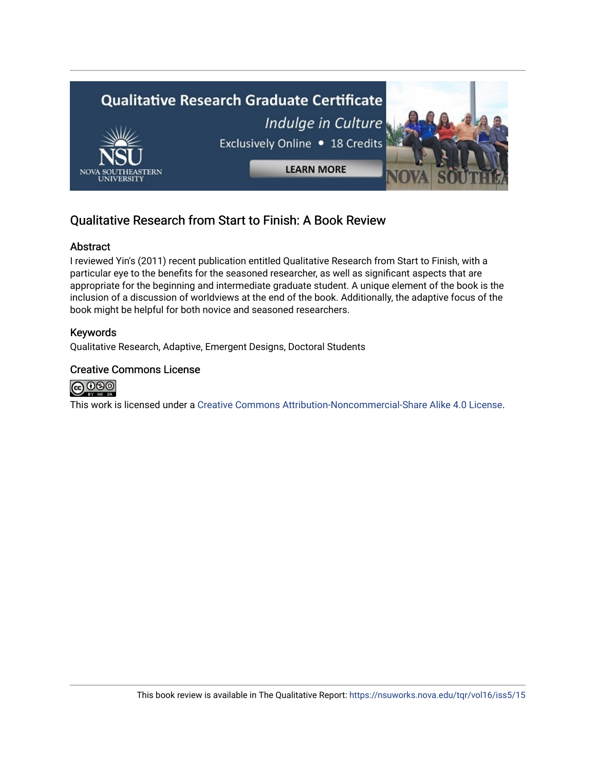## Qualitative Research from Start to Finish: A Book Review

### Abstract

I reviewed Yin's (2011) recent publication entitled Qualitative Research from Start to Finish, with a particular eye to the benefits for the seasoned researcher, as well as significant aspects that are appropriate for the beginning and intermediate graduate student. A unique element of the book is the inclusion of a discussion of worldviews at the end of the book. Additionally, the adaptive focus of the book might be helpful for both novice and seasoned researchers.

### Keywords

Qualitative Research, Adaptive, Emergent Designs, Doctoral Students

### Creative Commons License

This work is licensed under a Creative Commons Attribution-Noncommercial-Share Alike 4.0 License.

This book review is available in The Qualitative Report: https://nsuworks.nova.edu/tqr/vol16/iss5/15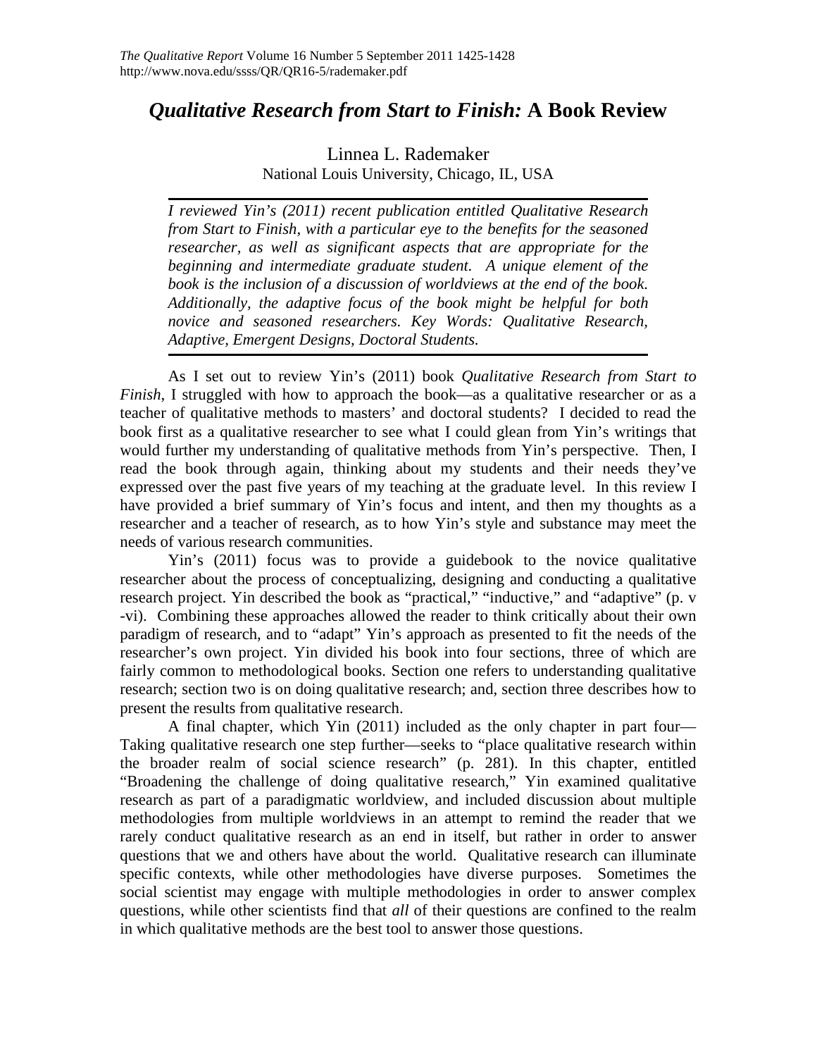# *Qualitative Research from Start to Finish:* A Book Review

Linnea L. Rademaker

National Louis University, Chicago, IL, USA

*I reviewed Yin's (2011) recent publication entitled Qualitative Research from Start to Finish, with a particular eye to the benefits for the seasoned researcher, as well as significant aspects that are appropriate for the beginning and intermediate graduate student. A unique element of the book is the inclusion of a discussion of worldviews at the end of the book. Additionally, the adaptive focus of the book might be helpful for both novice and seasoned researchers. Key Words: Qualitative Research, Adaptive, Emergent Designs, Doctoral Students.*

As I set out to review Yin's (2011) book *Qualitative Research from Start to Finish*, I struggled with how to approach the book—as a qualitative researcher or as a teacher of qualitative methods to masters' and doctoral students? I decided to read the book first as a qualitative researcher to see what I could glean from Yin's writings that would further my understanding of qualitative methods from Yin's perspective. Then, I read the book through again, thinking about my students and their needs they've expressed over the past five years of my teaching at the graduate level. In this review I have provided a brief summary of Yin's focus and intent, and then my thoughts as a researcher and a teacher of research, as to how Yin's style and substance may meet the needs of various research communities.

Yin's (2011) focus was to provide a guidebook to the novice qualitative researcher about the process of conceptualizing, designing and conducting a qualitative research project. Yin described the book as "practical," "inductive," and "adaptive" (p. v -vi). Combining these approaches allowed the reader to think critically about their own paradigm of research, and to "adapt" Yin's approach as presented to fit the needs of the researcher's own project. Yin divided his book into four sections, three of which are fairly common to methodological books. Section one refers to understanding qualitative research; section two is on doing qualitative research; and, section three describes how to present the results from qualitative research.

A final chapter, which Yin (2011) included as the only chapter in part four—Taking qualitative research one step further—seeks to "place qualitative research within the broader realm of social science research" (p. 281). In this chapter, entitled "Broadening the challenge of doing qualitative research," Yin examined qualitative research as part of a paradigmatic worldview, and included discussion about multiple methodologies from multiple worldviews in an attempt to remind the reader that we rarely conduct qualitative research as an end in itself, but rather in order to answer questions that we and others have about the world. Qualitative research can illuminate specific contexts, while other methodologies have diverse purposes. Sometimes the social scientist may engage with multiple methodologies in order to answer complex questions, while other scientists find that *all* of their questions are confined to the realm in which qualitative methods are the best tool to answer those questions.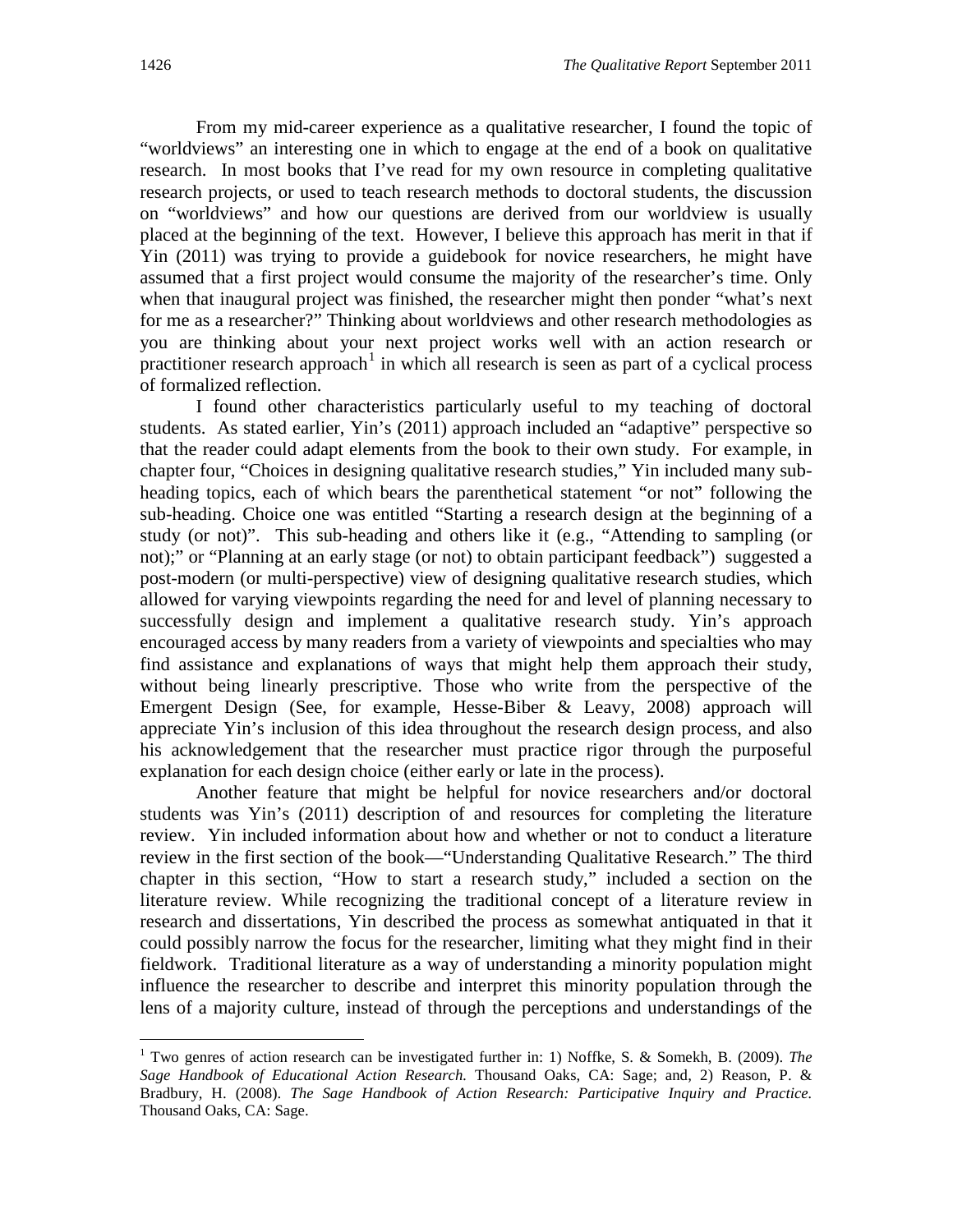From my mid-career experience as a qualitative researcher, I found the topic of "worldviews" an interesting one in which to engage at the end of a book on qualitative research. In most books that I've read for my own resource in completing qualitative research projects, or used to teach research methods to doctoral students, the discussion on "worldviews" and how our questions are derived from our worldview is usually placed at the beginning of the text. However, I believe this approach has merit in that if Yin (2011) was trying to provide a guidebook for novice researchers, he might have assumed that a first project would consume the majority of the researcher's time. Only when that inaugural project was finished, the researcher might then ponder "what's next for me as a researcher?" Thinking about worldviews and other research methodologies as you are thinking about your next project works well with an action research or practitioner research approach[1] in which all research is seen as part of a cyclical process of formalized reflection.

I found other characteristics particularly useful to my teaching of doctoral students. As stated earlier, Yin's (2011) approach included an "adaptive" perspective so that the reader could adapt elements from the book to their own study. For example, in chapter four, "Choices in designing qualitative research studies," Yin included many sub-heading topics, each of which bears the parenthetical statement "or not" following the sub-heading. Choice one was entitled "Starting a research design at the beginning of a study (or not)". This sub-heading and others like it (e.g., "Attending to sampling (or not);" or "Planning at an early stage (or not) to obtain participant feedback") suggested a post-modern (or multi-perspective) view of designing qualitative research studies, which allowed for varying viewpoints regarding the need for and level of planning necessary to successfully design and implement a qualitative research study. Yin's approach encouraged access by many readers from a variety of viewpoints and specialties who may find assistance and explanations of ways that might help them approach their study, without being linearly prescriptive. Those who write from the perspective of the Emergent Design (See, for example, Hesse-Biber & Leavy, 2008) approach will appreciate Yin's inclusion of this idea throughout the research design process, and also his acknowledgement that the researcher must practice rigor through the purposeful explanation for each design choice (either early or late in the process).

Another feature that might be helpful for novice researchers and/or doctoral students was Yin's (2011) description of and resources for completing the literature review. Yin included information about how and whether or not to conduct a literature review in the first section of the book—"Understanding Qualitative Research." The third chapter in this section, "How to start a research study," included a section on the literature review. While recognizing the traditional concept of a literature review in research and dissertations, Yin described the process as somewhat antiquated in that it could possibly narrow the focus for the researcher, limiting what they might find in their fieldwork. Traditional literature as a way of understanding a minority population might influence the researcher to describe and interpret this minority population through the lens of a majority culture, instead of through the perceptions and understandings of the

[1] Two genres of action research can be investigated further in: 1) Noffke, S. & Somekh, B. (2009). *The Sage Handbook of Educational Action Research.* Thousand Oaks, CA: Sage; and, 2) Reason, P. & Bradbury, H. (2008). *The Sage Handbook of Action Research: Participative Inquiry and Practice.* Thousand Oaks, CA: Sage.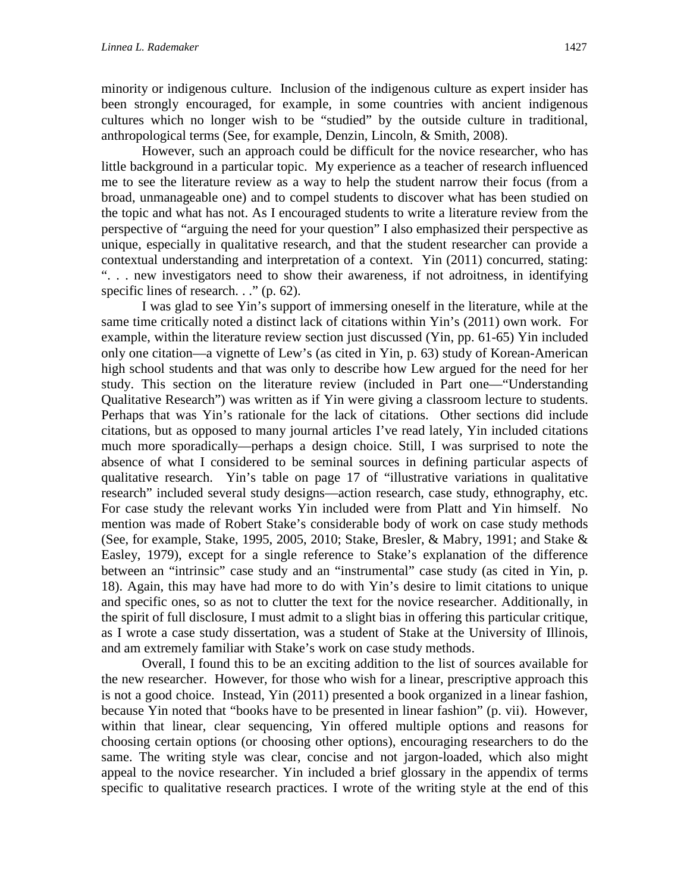minority or indigenous culture. Inclusion of the indigenous culture as expert insider has been strongly encouraged, for example, in some countries with ancient indigenous cultures which no longer wish to be "studied" by the outside culture in traditional, anthropological terms (See, for example, Denzin, Lincoln, & Smith, 2008).

However, such an approach could be difficult for the novice researcher, who has little background in a particular topic. My experience as a teacher of research influenced me to see the literature review as a way to help the student narrow their focus (from a broad, unmanageable one) and to compel students to discover what has been studied on the topic and what has not. As I encouraged students to write a literature review from the perspective of "arguing the need for your question" I also emphasized their perspective as unique, especially in qualitative research, and that the student researcher can provide a contextual understanding and interpretation of a context. Yin (2011) concurred, stating: ". . . new investigators need to show their awareness, if not adroitness, in identifying specific lines of research. . ." (p. 62).

I was glad to see Yin's support of immersing oneself in the literature, while at the same time critically noted a distinct lack of citations within Yin's (2011) own work. For example, within the literature review section just discussed (Yin, pp. 61-65) Yin included only one citation—a vignette of Lew's (as cited in Yin, p. 63) study of Korean-American high school students and that was only to describe how Lew argued for the need for her study. This section on the literature review (included in Part one—"Understanding Qualitative Research") was written as if Yin were giving a classroom lecture to students. Perhaps that was Yin's rationale for the lack of citations. Other sections did include citations, but as opposed to many journal articles I've read lately, Yin included citations much more sporadically—perhaps a design choice. Still, I was surprised to note the absence of what I considered to be seminal sources in defining particular aspects of qualitative research. Yin's table on page 17 of "illustrative variations in qualitative research" included several study designs—action research, case study, ethnography, etc. For case study the relevant works Yin included were from Platt and Yin himself. No mention was made of Robert Stake's considerable body of work on case study methods (See, for example, Stake, 1995, 2005, 2010; Stake, Bresler, & Mabry, 1991; and Stake & Easley, 1979), except for a single reference to Stake's explanation of the difference between an "intrinsic" case study and an "instrumental" case study (as cited in Yin, p. 18). Again, this may have had more to do with Yin's desire to limit citations to unique and specific ones, so as not to clutter the text for the novice researcher. Additionally, in the spirit of full disclosure, I must admit to a slight bias in offering this particular critique, as I wrote a case study dissertation, was a student of Stake at the University of Illinois, and am extremely familiar with Stake's work on case study methods.

Overall, I found this to be an exciting addition to the list of sources available for the new researcher. However, for those who wish for a linear, prescriptive approach this is not a good choice. Instead, Yin (2011) presented a book organized in a linear fashion, because Yin noted that "books have to be presented in linear fashion" (p. vii). However, within that linear, clear sequencing, Yin offered multiple options and reasons for choosing certain options (or choosing other options), encouraging researchers to do the same. The writing style was clear, concise and not jargon-loaded, which also might appeal to the novice researcher. Yin included a brief glossary in the appendix of terms specific to qualitative research practices. I wrote of the writing style at the end of this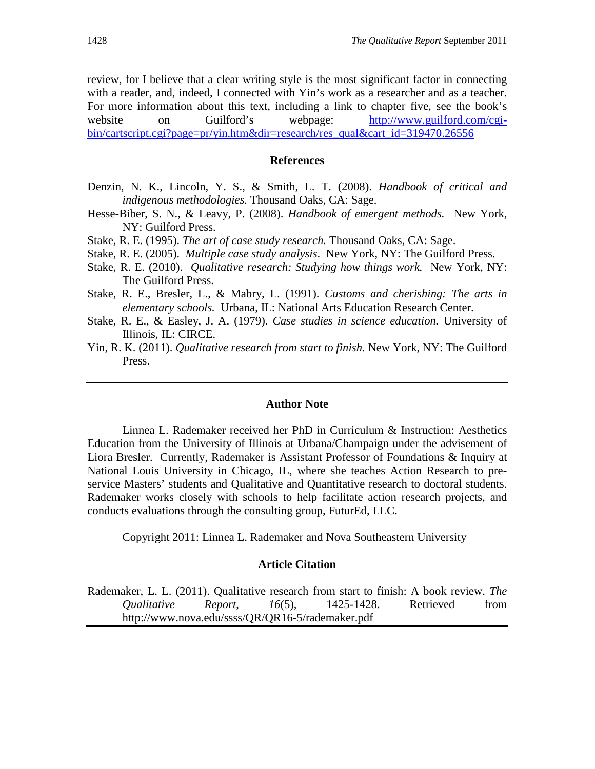review, for I believe that a clear writing style is the most significant factor in connecting with a reader, and, indeed, I connected with Yin's work as a researcher and as a teacher. For more information about this text, including a link to chapter five, see the book's website on Guilford's webpage: [http://www.guilford.com/cgi-bin/cartscript.cgi?page=pr/yin.htm&dir=research/res_qual&cart_id=319470.26556](http://www.guilford.com/cgi-bin/cartscript.cgi?page=pr/yin.htm&dir=research/res_qual&cart_id=319470.26556)

## References

Denzin, N. K., Lincoln, Y. S., & Smith, L. T. (2008). *Handbook of critical and indigenous methodologies.* Thousand Oaks, CA: Sage.

Hesse-Biber, S. N., & Leavy, P. (2008). *Handbook of emergent methods.* New York, NY: Guilford Press.

Stake, R. E. (1995). *The art of case study research.* Thousand Oaks, CA: Sage.

Stake, R. E. (2005). *Multiple case study analysis.* New York, NY: The Guilford Press.

Stake, R. E. (2010). *Qualitative research: Studying how things work.* New York, NY: The Guilford Press.

Stake, R. E., Bresler, L., & Mabry, L. (1991). *Customs and cherishing: The arts in elementary schools.* Urbana, IL: National Arts Education Research Center.

Stake, R. E., & Easley, J. A. (1979). *Case studies in science education.* University of Illinois, IL: CIRCE.

Yin, R. K. (2011). *Qualitative research from start to finish.* New York, NY: The Guilford Press.

---

## Author Note

Linnea L. Rademaker received her PhD in Curriculum & Instruction: Aesthetics Education from the University of Illinois at Urbana/Champaign under the advisement of Liora Bresler. Currently, Rademaker is Assistant Professor of Foundations & Inquiry at National Louis University in Chicago, IL, where she teaches Action Research to pre-service Masters' students and Qualitative and Quantitative research to doctoral students. Rademaker works closely with schools to help facilitate action research projects, and conducts evaluations through the consulting group, FuturEd, LLC.

Copyright 2011: Linnea L. Rademaker and Nova Southeastern University

## Article Citation

Rademaker, L. L. (2011). Qualitative research from start to finish: A book review. *The Qualitative Report, 16*(5), 1425-1428. Retrieved from http://www.nova.edu/ssss/QR/QR16-5/rademaker.pdf